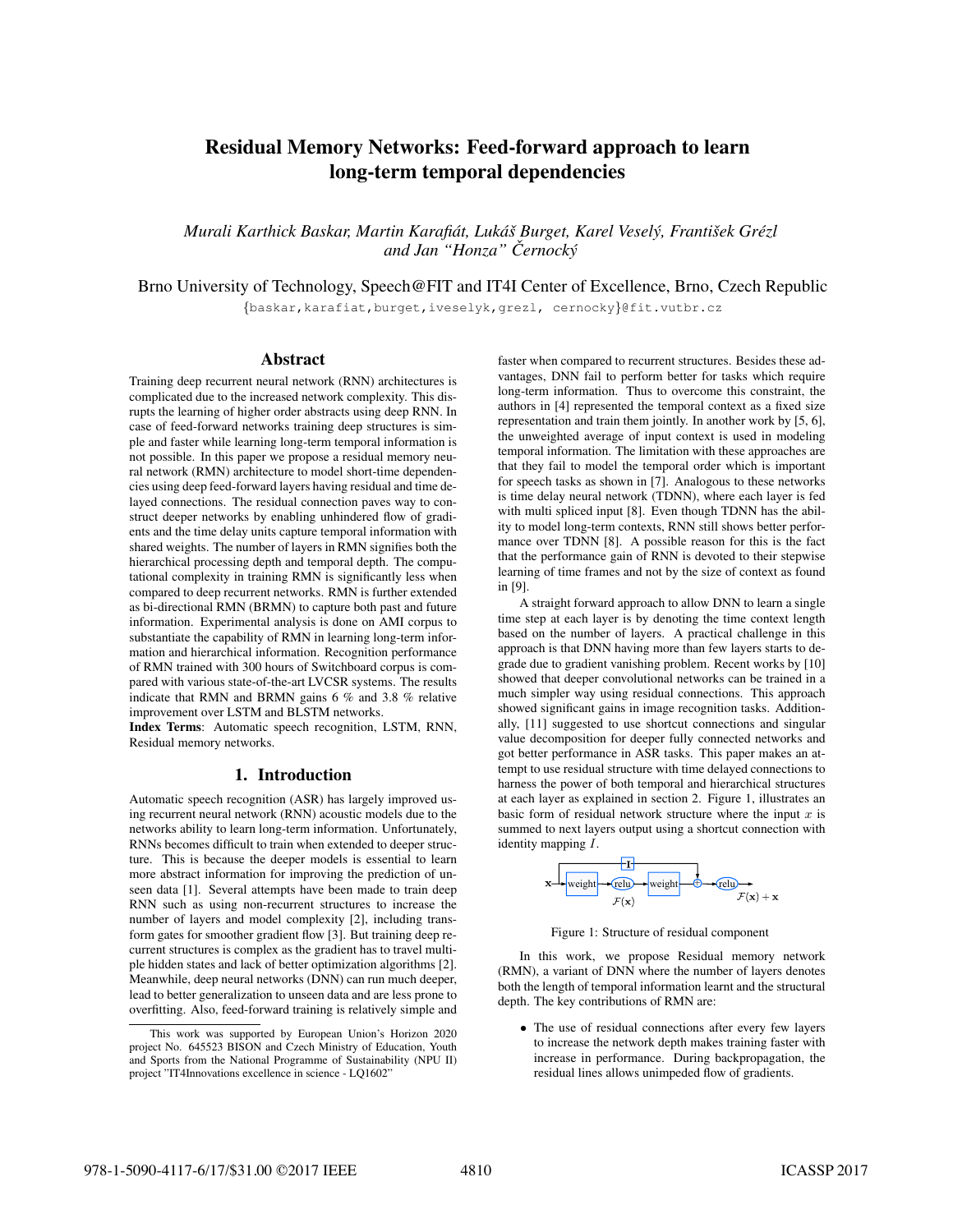# Residual Memory Networks: Feed-forward approach to learn long-term temporal dependencies

*Murali Karthick Baskar, Martin Karafiát, Lukáš Burget, Karel Veselý, František Grézl and Jan "Honza" Černocký*

Brno University of Technology, Speech@FIT and IT4I Center of Excellence, Brno, Czech Republic

{baskar,karafiat,burget,iveselyk,grezl, cernocky}@fit.vutbr.cz

## Abstract

Training deep recurrent neural network (RNN) architectures is complicated due to the increased network complexity. This disrupts the learning of higher order abstracts using deep RNN. In case of feed-forward networks training deep structures is simple and faster while learning long-term temporal information is not possible. In this paper we propose a residual memory neural network (RMN) architecture to model short-time dependencies using deep feed-forward layers having residual and time delayed connections. The residual connection paves way to construct deeper networks by enabling unhindered flow of gradients and the time delay units capture temporal information with shared weights. The number of layers in RMN signifies both the hierarchical processing depth and temporal depth. The computational complexity in training RMN is significantly less when compared to deep recurrent networks. RMN is further extended as bi-directional RMN (BRMN) to capture both past and future information. Experimental analysis is done on AMI corpus to substantiate the capability of RMN in learning long-term information and hierarchical information. Recognition performance of RMN trained with 300 hours of Switchboard corpus is compared with various state-of-the-art LVCSR systems. The results indicate that RMN and BRMN gains 6 % and 3.8 % relative improvement over LSTM and BLSTM networks.

**Index Terms**: Automatic speech recognition, LSTM, RNN, Residual memory networks.

## 1. Introduction

Automatic speech recognition (ASR) has largely improved using recurrent neural network (RNN) acoustic models due to the networks ability to learn long-term information. Unfortunately, RNNs becomes difficult to train when extended to deeper structure. This is because the deeper models is essential to learn more abstract information for improving the prediction of unseen data [1]. Several attempts have been made to train deep RNN such as using non-recurrent structures to increase the number of layers and model complexity [2], including transform gates for smoother gradient flow [3]. But training deep recurrent structures is complex as the gradient has to travel multiple hidden states and lack of better optimization algorithms [2]. Meanwhile, deep neural networks (DNN) can run much deeper, lead to better generalization to unseen data and are less prone to overfitting. Also, feed-forward training is relatively simple and faster when compared to recurrent structures. Besides these advantages, DNN fail to perform better for tasks which require long-term information. Thus to overcome this constraint, the authors in [4] represented the temporal context as a fixed size representation and train them jointly. In another work by [5, 6], the unweighted average of input context is used in modeling temporal information. The limitation with these approaches are that they fail to model the temporal order which is important for speech tasks as shown in [7]. Analogous to these networks is time delay neural network (TDNN), where each layer is fed with multi spliced input [8]. Even though TDNN has the ability to model long-term contexts, RNN still shows better performance over TDNN [8]. A possible reason for this is the fact that the performance gain of RNN is devoted to their stepwise learning of time frames and not by the size of context as found in [9].

A straight forward approach to allow DNN to learn a single time step at each layer is by denoting the time context length based on the number of layers. A practical challenge in this approach is that DNN having more than few layers starts to degrade due to gradient vanishing problem. Recent works by [10] showed that deeper convolutional networks can be trained in a much simpler way using residual connections. This approach showed significant gains in image recognition tasks. Additionally, [11] suggested to use shortcut connections and singular value decomposition for deeper fully connected networks and got better performance in ASR tasks. This paper makes an attempt to use residual structure with time delayed connections to harness the power of both temporal and hierarchical structures at each layer as explained in section 2. Figure 1, illustrates an basic form of residual network structure where the input $x$ is summed to next layers output using a shortcut connection with identity mapping $I$.

Figure 1: Structure of residual component

In this work, we propose Residual memory network (RMN), a variant of DNN where the number of layers denotes both the length of temporal information learnt and the structural depth. The key contributions of RMN are:

- The use of residual connections after every few layers to increase the network depth makes training faster with increase in performance. During backpropagation, the residual lines allows unimpeded flow of gradients.

This work was supported by European Union's Horizon 2020 project No. 645523 BISON and Czech Ministry of Education, Youth and Sports from the National Programme of Sustainability (NPU II) project "IT4Innovations excellence in science - LQ1602"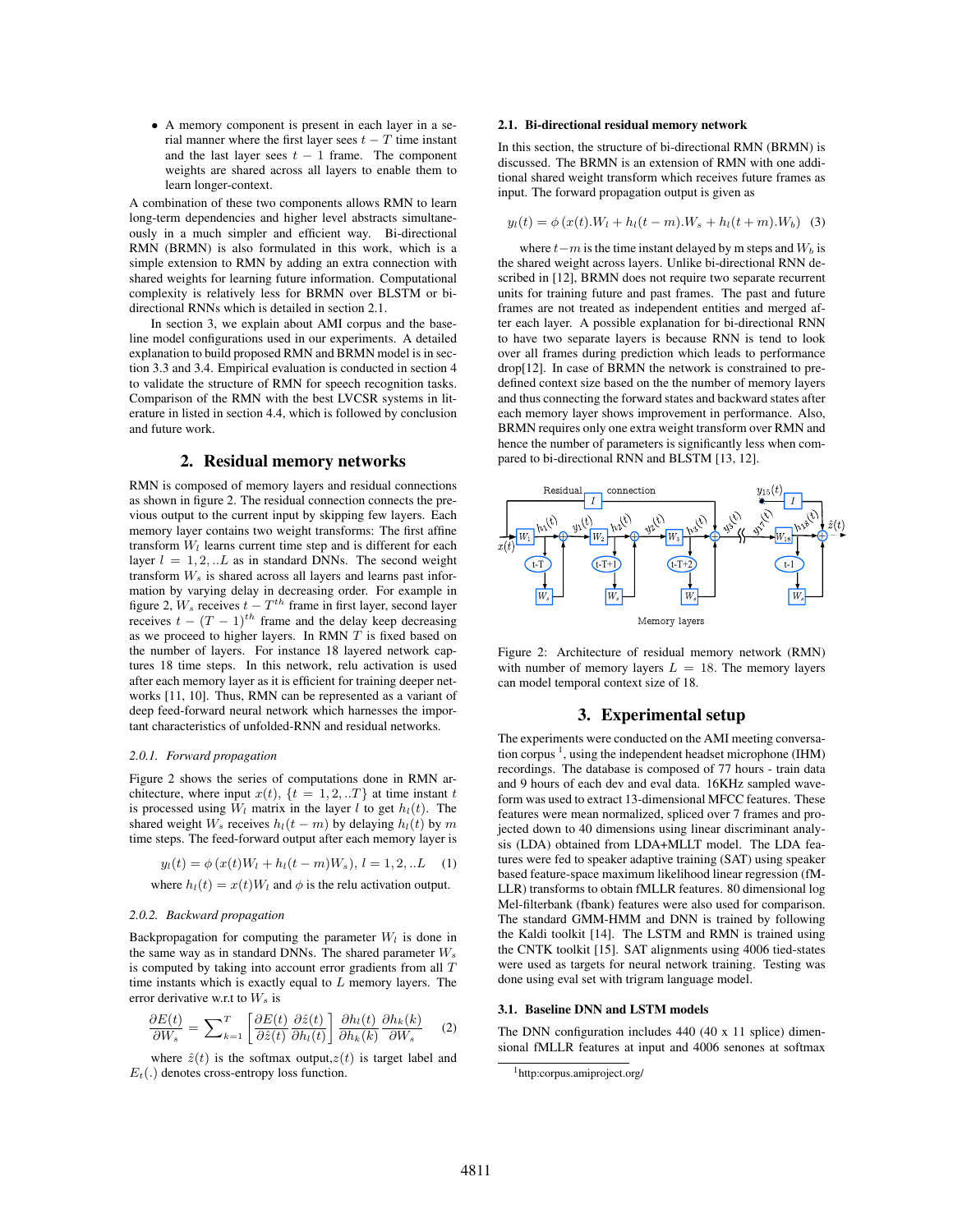- A memory component is present in each layer in a serial manner where the first layer sees $t-T$ time instant and the last layer sees $t-1$ frame. The component weights are shared across all layers to enable them to learn longer-context.

A combination of these two components allows RMN to learn long-term dependencies and higher level abstracts simultaneously in a much simpler and efficient way. Bi-directional RMN (BRMN) is also formulated in this work, which is a simple extension to RMN by adding an extra connection with shared weights for learning future information. Computational complexity is relatively less for BRMN over BLSTM or bi-directional RNNs which is detailed in section 2.1.

In section 3, we explain about AMI corpus and the baseline model configurations used in our experiments. A detailed explanation to build proposed RMN and BRMN model is in section 3.3 and 3.4. Empirical evaluation is conducted in section 4 to validate the structure of RMN for speech recognition tasks. Comparison of the RMN with the best LVCSR systems in literature in listed in section 4.4, which is followed by conclusion and future work.

## 2. Residual memory networks

RMN is composed of memory layers and residual connections as shown in figure 2. The residual connection connects the previous output to the current input by skipping few layers. Each memory layer contains two weight transforms: The first affine transform $W_l$ learns current time step and is different for each layer $l = 1, 2, ..L$ as in standard DNNs. The second weight transform $W_s$ is shared across all layers and learns past information by varying delay in decreasing order. For example in figure 2, $W_s$ receives $t - T^{th}$ frame in first layer, second layer receives $t - (T-1)^{th}$ frame and the delay keep decreasing as we proceed to higher layers. In RMN $T$ is fixed based on the number of layers. For instance 18 layered network captures 18 time steps. In this network, relu activation is used after each memory layer as it is efficient for training deeper networks [11, 10]. Thus, RMN can be represented as a variant of deep feed-forward neural network which harnesses the important characteristics of unfolded-RNN and residual networks.

#### 2.0.1. Forward propagation

Figure 2 shows the series of computations done in RMN architecture, where input $x(t)$, $\{t = 1, 2, ..T\}$ at time instant $t$ is processed using $W_l$ matrix in the layer $l$ to get $h_l(t)$. The shared weight $W_s$ receives $h_l(t-m)$ by delaying $h_l(t)$ by $m$ time steps. The feed-forward output after each memory layer is

$$y_l(t) = \phi\left(x(t)W_l + h_l(t-m)W_s\right), \; l = 1, 2, ..L \quad (1)$$

where $h_l(t) = x(t)W_l$ and $\phi$ is the relu activation output.

#### 2.0.2. Backward propagation

Backpropagation for computing the parameter $W_l$ is done in the same way as in standard DNNs. The shared parameter $W_s$ is computed by taking into account error gradients from all $T$ time instants which is exactly equal to $L$ memory layers. The error derivative w.r.t to $W_s$ is

$$\frac{\partial E(t)}{\partial W_s} = \sum_{k=1}^{T} \left[\frac{\partial E(t)}{\partial \hat{z}(t)} \frac{\partial \hat{z}(t)}{\partial h_l(t)}\right] \frac{\partial h_l(t)}{\partial h_k(k)} \frac{\partial h_k(k)}{\partial W_s} \quad (2)$$

where $\hat{z}(t)$ is the softmax output, $z(t)$ is target label and $E_t(.)$ denotes cross-entropy loss function.

### 2.1. Bi-directional residual memory network

In this section, the structure of bi-directional RMN (BRMN) is discussed. The BRMN is an extension of RMN with one additional shared weight transform which receives future frames as input. The forward propagation output is given as

$$y_l(t) = \phi\left(x(t).W_l + h_l(t-m).W_s + h_l(t+m).W_b\right) \quad (3)$$

where $t-m$ is the time instant delayed by m steps and $W_b$ is the shared weight across layers. Unlike bi-directional RNN described in [12], BRMN does not require two separate recurrent units for training future and past frames. The past and future frames are not treated as independent entities and merged after each layer. A possible explanation for bi-directional RNN to have two separate layers is because RNN is tend to look over all frames during prediction which leads to performance drop[12]. In case of BRMN the network is constrained to predefined context size based on the the number of memory layers and thus connecting the forward states and backward states after each memory layer shows improvement in performance. Also, BRMN requires only one extra weight transform over RMN and hence the number of parameters is significantly less when compared to bi-directional RNN and BLSTM [13, 12].

Figure 2: Architecture of residual memory network (RMN) with number of memory layers $L = 18$. The memory layers can model temporal context size of 18.

## 3. Experimental setup

The experiments were conducted on the AMI meeting conversation corpus [1], using the independent headset microphone (IHM) recordings. The database is composed of 77 hours - train data and 9 hours of each dev and eval data. 16KHz sampled waveform was used to extract 13-dimensional MFCC features. These features were mean normalized, spliced over 7 frames and projected down to 40 dimensions using linear discriminant analysis (LDA) obtained from LDA+MLLT model. The LDA features were fed to speaker adaptive training (SAT) using speaker based feature-space maximum likelihood linear regression (fMLLR) transforms to obtain fMLLR features. 80 dimensional log Mel-filterbank (fbank) features were also used for comparison. The standard GMM-HMM and DNN is trained by following the Kaldi toolkit [14]. The LSTM and RMN is trained using the CNTK toolkit [15]. SAT alignments using 4006 tied-states were used as targets for neural network training. Testing was done using eval set with trigram language model.

### 3.1. Baseline DNN and LSTM models

The DNN configuration includes 440 (40 x 11 splice) dimensional fMLLR features at input and 4006 senones at softmax

[1] http:corpus.amiproject.org/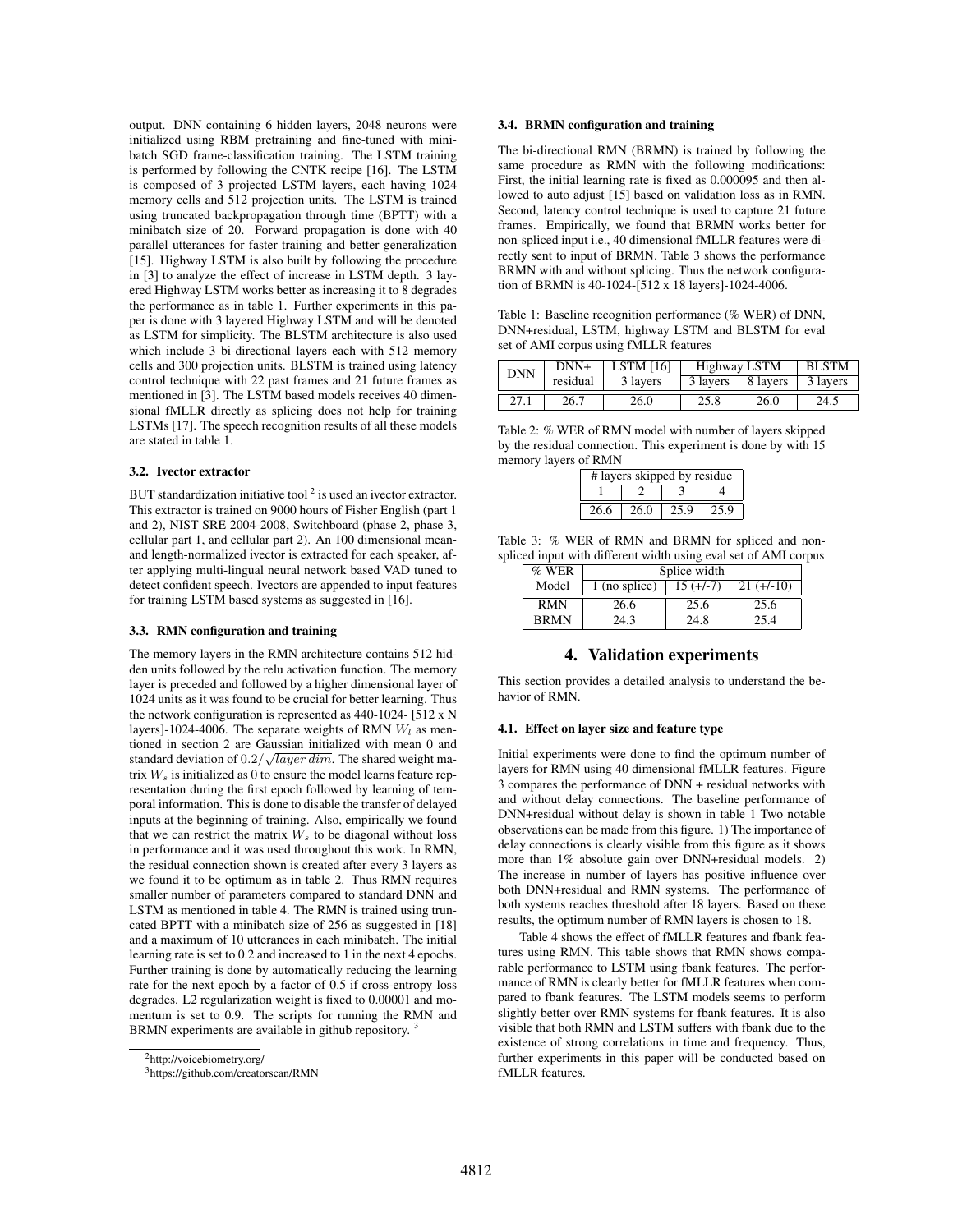output. DNN containing 6 hidden layers, 2048 neurons were initialized using RBM pretraining and fine-tuned with minibatch SGD frame-classification training. The LSTM training is performed by following the CNTK recipe [16]. The LSTM is composed of 3 projected LSTM layers, each having 1024 memory cells and 512 projection units. The LSTM is trained using truncated backpropagation through time (BPTT) with a minibatch size of 20. Forward propagation is done with 40 parallel utterances for faster training and better generalization [15]. Highway LSTM is also built by following the procedure in [3] to analyze the effect of increase in LSTM depth. 3 layered Highway LSTM works better as increasing it to 8 degrades the performance as in table 1. Further experiments in this paper is done with 3 layered Highway LSTM and will be denoted as LSTM for simplicity. The BLSTM architecture is also used which include 3 bi-directional layers each with 512 memory cells and 300 projection units. BLSTM is trained using latency control technique with 22 past frames and 21 future frames as mentioned in [3]. The LSTM based models receives 40 dimensional fMLLR directly as splicing does not help for training LSTMs [17]. The speech recognition results of all these models are stated in table 1.

### 3.2. Ivector extractor

BUT standardization initiative tool [2] is used an ivector extractor. This extractor is trained on 9000 hours of Fisher English (part 1 and 2), NIST SRE 2004-2008, Switchboard (phase 2, phase 3, cellular part 1, and cellular part 2). An 100 dimensional mean- and length-normalized ivector is extracted for each speaker, after applying multi-lingual neural network based VAD tuned to detect confident speech. Ivectors are appended to input features for training LSTM based systems as suggested in [16].

### 3.3. RMN configuration and training

The memory layers in the RMN architecture contains 512 hidden units followed by the relu activation function. The memory layer is preceded and followed by a higher dimensional layer of 1024 units as it was found to be crucial for better learning. Thus the network configuration is represented as 440-1024- [512 x N layers]-1024-4006. The separate weights of RMN $W_l$ as mentioned in section 2 are Gaussian initialized with mean 0 and standard deviation of $0.2/\sqrt{layer\ dim}$. The shared weight matrix $W_s$ is initialized as 0 to ensure the model learns feature representation during the first epoch followed by learning of temporal information. This is done to disable the transfer of delayed inputs at the beginning of training. Also, empirically we found that we can restrict the matrix $W_s$ to be diagonal without loss in performance and it was used throughout this work. In RMN, the residual connection shown is created after every 3 layers as we found it to be optimum as in table 2. Thus RMN requires smaller number of parameters compared to standard DNN and LSTM as mentioned in table 4. The RMN is trained using truncated BPTT with a minibatch size of 256 as suggested in [18] and a maximum of 10 utterances in each minibatch. The initial learning rate is set to 0.2 and increased to 1 in the next 4 epochs. Further training is done by automatically reducing the learning rate for the next epoch by a factor of 0.5 if cross-entropy loss degrades. L2 regularization weight is fixed to 0.00001 and momentum is set to 0.9. The scripts for running the RMN and BRMN experiments are available in github repository. [3]

[2] http://voicebiometry.org/

[3] https://github.com/creatorscan/RMN

### 3.4. BRMN configuration and training

The bi-directional RMN (BRMN) is trained by following the same procedure as RMN with the following modifications: First, the initial learning rate is fixed as 0.000095 and then allowed to auto adjust [15] based on validation loss as in RMN. Second, latency control technique is used to capture 21 future frames. Empirically, we found that BRMN works better for non-spliced input i.e., 40 dimensional fMLLR features were directly sent to input of BRMN. Table 3 shows the performance BRMN with and without splicing. Thus the network configuration of BRMN is 40-1024-[512 x 18 layers]-1024-4006.

Table 1: Baseline recognition performance (% WER) of DNN, DNN+residual, LSTM, highway LSTM and BLSTM for eval set of AMI corpus using fMLLR features

| DNN | DNN+ residual | LSTM [16] | Highway LSTM | | BLSTM |
|---|---|---|---|---|---|
| | | 3 layers | 3 layers | 8 layers | 3 layers |
| 27.1 | 26.7 | 26.0 | 25.8 | 26.0 | 24.5 |

Table 2: % WER of RMN model with number of layers skipped by the residual connection. This experiment is done by with 15 memory layers of RMN

| # layers skipped by residue | | | |
|---|---|---|---|
| 1 | 2 | 3 | 4 |
| 26.6 | 26.0 | 25.9 | 25.9 |

Table 3: % WER of RMN and BRMN for spliced and non-spliced input with different width using eval set of AMI corpus

| % WER Model | Splice width | | |
|---|---|---|---|
| | 1 (no splice) | 15 (+/-7) | 21 (+/-10) |
| RMN | 26.6 | 25.6 | 25.6 |
| BRMN | 24.3 | 24.8 | 25.4 |

## 4. Validation experiments

This section provides a detailed analysis to understand the behavior of RMN.

### 4.1. Effect on layer size and feature type

Initial experiments were done to find the optimum number of layers for RMN using 40 dimensional fMLLR features. Figure 3 compares the performance of DNN + residual networks with and without delay connections. The baseline performance of DNN+residual without delay is shown in table 1 Two notable observations can be made from this figure. 1) The importance of delay connections is clearly visible from this figure as it shows more than 1% absolute gain over DNN+residual models. 2) The increase in number of layers has positive influence over both DNN+residual and RMN systems. The performance of both systems reaches threshold after 18 layers. Based on these results, the optimum number of RMN layers is chosen to 18.

Table 4 shows the effect of fMLLR features and fbank features using RMN. This table shows that RMN shows comparable performance to LSTM using fbank features. The performance of RMN is clearly better for fMLLR features when compared to fbank features. The LSTM models seems to perform slightly better over RMN systems for fbank features. It is also visible that both RMN and LSTM suffers with fbank due to the existence of strong correlations in time and frequency. Thus, further experiments in this paper will be conducted based on fMLLR features.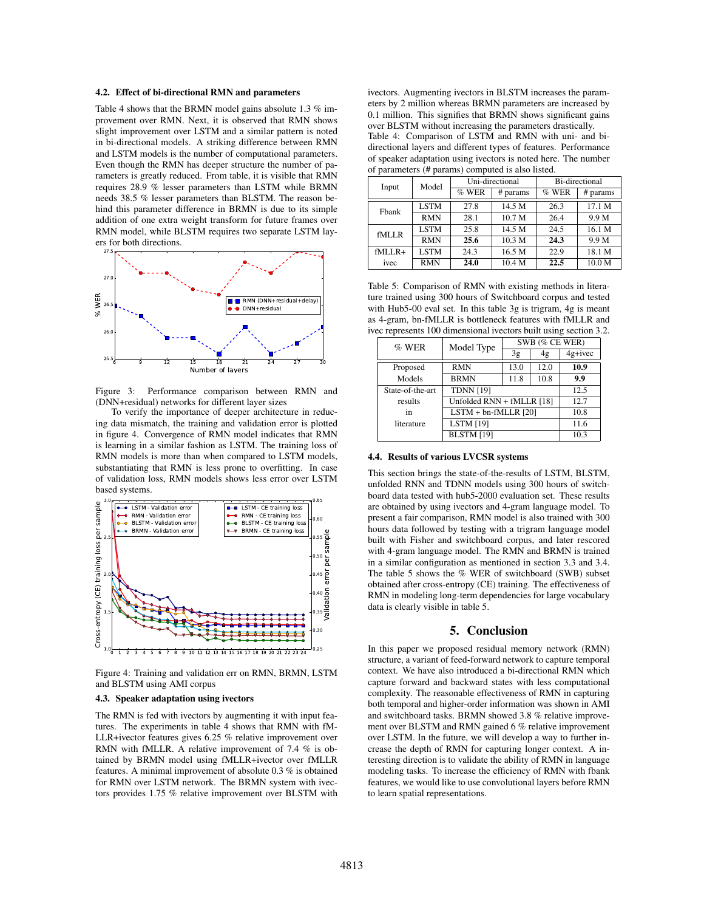### 4.2. Effect of bi-directional RMN and parameters

Table 4 shows that the BRMN model gains absolute 1.3 % improvement over RMN. Next, it is observed that RMN shows slight improvement over LSTM and a similar pattern is noted in bi-directional models. A striking difference between RMN and LSTM models is the number of computational parameters. Even though the RMN has deeper structure the number of parameters is greatly reduced. From table, it is visible that RMN requires 28.9 % lesser parameters than LSTM while BRMN needs 38.5 % lesser parameters than BLSTM. The reason behind this parameter difference in BRMN is due to its simple addition of one extra weight transform for future frames over RMN model, while BLSTM requires two separate LSTM layers for both directions.

Figure 3: Performance comparison between RMN and (DNN+residual) networks for different layer sizes

To verify the importance of deeper architecture in reducing data mismatch, the training and validation error is plotted in figure 4. Convergence of RMN model indicates that RMN is learning in a similar fashion as LSTM. The training loss of RMN models is more than when compared to LSTM models, substantiating that RMN is less prone to overfitting. In case of validation loss, RMN models shows less error over LSTM based systems.

Figure 4: Training and validation err on RMN, BRMN, LSTM and BLSTM using AMI corpus

### 4.3. Speaker adaptation using ivectors

The RMN is fed with ivectors by augmenting it with input features. The experiments in table 4 shows that RMN with fMLLR+ivector features gives 6.25 % relative improvement over RMN with fMLLR. A relative improvement of 7.4 % is obtained by BRMN model using fMLLR+ivector over fMLLR features. A minimal improvement of absolute 0.3 % is obtained for RMN over LSTM network. The BRMN system with ivectors provides 1.75 % relative improvement over BLSTM with ivectors. Augmenting ivectors in BLSTM increases the parameters by 2 million whereas BRMN parameters are increased by 0.1 million. This signifies that BRMN shows significant gains over BLSTM without increasing the parameters drastically.

Table 4: Comparison of LSTM and RMN with uni- and bi-directional layers and different types of features. Performance of speaker adaptation using ivectors is noted here. The number of parameters (# params) computed is also listed.

| Input | Model | Uni-directional | | Bi-directional | |
|---|---|---|---|---|---|
| | | % WER | # params | % WER | # params |
| Fbank | LSTM | 27.8 | 14.5 M | 26.3 | 17.1 M |
| | RMN | 28.1 | 10.7 M | 26.4 | 9.9 M |
| fMLLR | LSTM | 25.8 | 14.5 M | 24.5 | 16.1 M |
| | RMN | **25.6** | 10.3 M | **24.3** | 9.9 M |
| fMLLR+ ivec | LSTM | 24.3 | 16.5 M | 22.9 | 18.1 M |
| | RMN | **24.0** | 10.4 M | **22.5** | 10.0 M |

Table 5: Comparison of RMN with existing methods in literature trained using 300 hours of Switchboard corpus and tested with Hub5-00 eval set. In this table 3g is trigram, 4g is meant as 4-gram, bn-fMLLR is bottleneck features with fMLLR and ivec represents 100 dimensional ivectors built using section 3.2.

| % WER | Model Type | SWB (% CE WER) | | |
|---|---|---|---|---|
| | | 3g | 4g | 4g+ivec |
| Proposed Models | RMN | 13.0 | 12.0 | **10.9** |
| | BRMN | 11.8 | 10.8 | **9.9** |
| State-of-the-art results in literature | TDNN [19] | | | 12.5 |
| | Unfolded RNN + fMLLR [18] | | | 12.7 |
| | LSTM + bn-fMLLR [20] | | | 10.8 |
| | LSTM [19] | | | 11.6 |
| | BLSTM [19] | | | 10.3 |

### 4.4. Results of various LVCSR systems

This section brings the state-of-the-results of LSTM, BLSTM, unfolded RNN and TDNN models using 300 hours of switchboard data tested with hub5-2000 evaluation set. These results are obtained by using ivectors and 4-gram language model. To present a fair comparison, RMN model is also trained with 300 hours data followed by testing with a trigram language model built with Fisher and switchboard corpus, and later rescored with 4-gram language model. The RMN and BRMN is trained in a similar configuration as mentioned in section 3.3 and 3.4. The table 5 shows the % WER of switchboard (SWB) subset obtained after cross-entropy (CE) training. The effectiveness of RMN in modeling long-term dependencies for large vocabulary data is clearly visible in table 5.

## 5. Conclusion

In this paper we proposed residual memory network (RMN) structure, a variant of feed-forward network to capture temporal context. We have also introduced a bi-directional RMN which capture forward and backward states with less computational complexity. The reasonable effectiveness of RMN in capturing both temporal and higher-order information was shown in AMI and switchboard tasks. BRMN showed 3.8 % relative improvement over BLSTM and RMN gained 6 % relative improvement over LSTM. In the future, we will develop a way to further increase the depth of RMN for capturing longer context. A interesting direction is to validate the ability of RMN in language modeling tasks. To increase the efficiency of RMN with fbank features, we would like to use convolutional layers before RMN to learn spatial representations.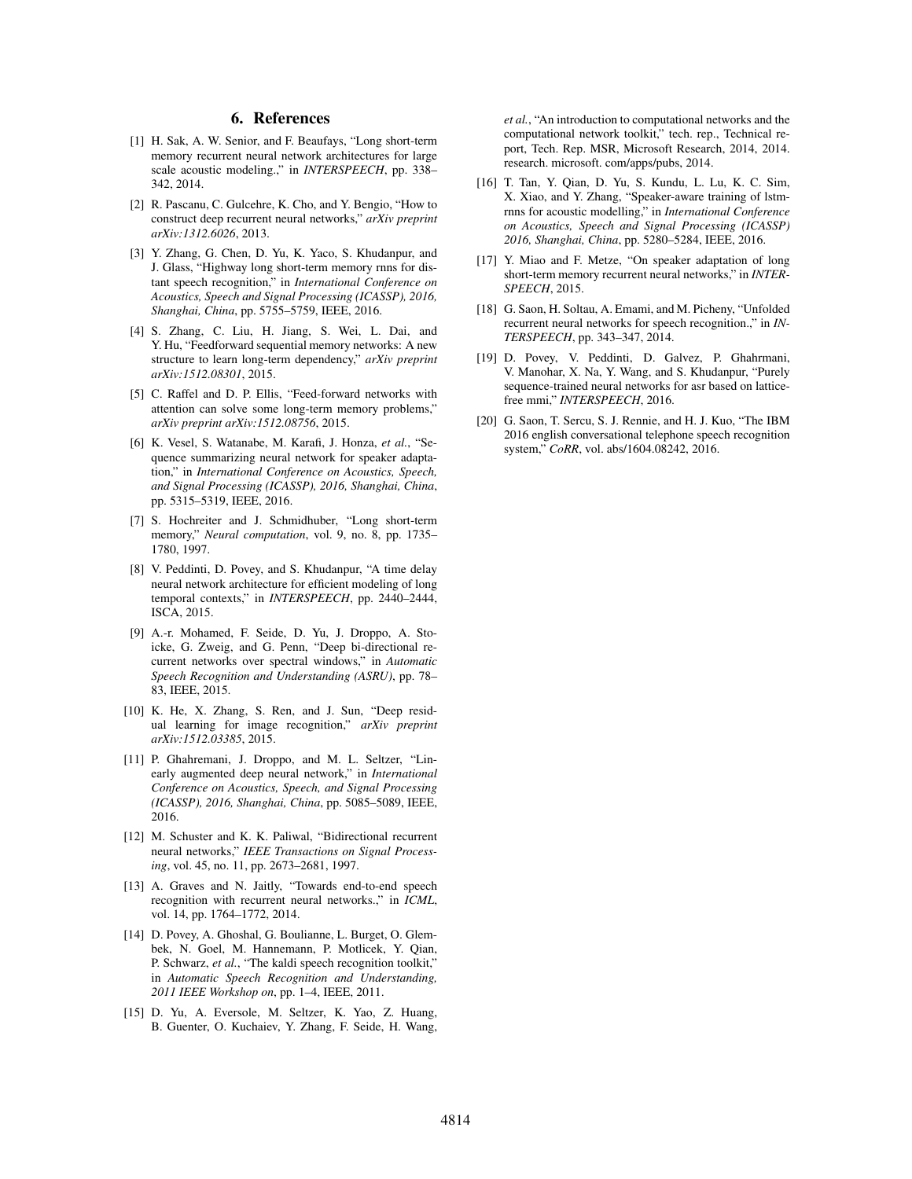## 6. References

[1] H. Sak, A. W. Senior, and F. Beaufays, "Long short-term memory recurrent neural network architectures for large scale acoustic modeling.," in *INTERSPEECH*, pp. 338–342, 2014.

[2] R. Pascanu, C. Gulcehre, K. Cho, and Y. Bengio, "How to construct deep recurrent neural networks," *arXiv preprint arXiv:1312.6026*, 2013.

[3] Y. Zhang, G. Chen, D. Yu, K. Yaco, S. Khudanpur, and J. Glass, "Highway long short-term memory rnns for distant speech recognition," in *International Conference on Acoustics, Speech and Signal Processing (ICASSP), 2016, Shanghai, China*, pp. 5755–5759, IEEE, 2016.

[4] S. Zhang, C. Liu, H. Jiang, S. Wei, L. Dai, and Y. Hu, "Feedforward sequential memory networks: A new structure to learn long-term dependency," *arXiv preprint arXiv:1512.08301*, 2015.

[5] C. Raffel and D. P. Ellis, "Feed-forward networks with attention can solve some long-term memory problems," *arXiv preprint arXiv:1512.08756*, 2015.

[6] K. Vesel, S. Watanabe, M. Karafi, J. Honza, *et al.*, "Sequence summarizing neural network for speaker adaptation," in *International Conference on Acoustics, Speech, and Signal Processing (ICASSP), 2016, Shanghai, China*, pp. 5315–5319, IEEE, 2016.

[7] S. Hochreiter and J. Schmidhuber, "Long short-term memory," *Neural computation*, vol. 9, no. 8, pp. 1735–1780, 1997.

[8] V. Peddinti, D. Povey, and S. Khudanpur, "A time delay neural network architecture for efficient modeling of long temporal contexts," in *INTERSPEECH*, pp. 2440–2444, ISCA, 2015.

[9] A.-r. Mohamed, F. Seide, D. Yu, J. Droppo, A. Stoicke, G. Zweig, and G. Penn, "Deep bi-directional recurrent networks over spectral windows," in *Automatic Speech Recognition and Understanding (ASRU)*, pp. 78–83, IEEE, 2015.

[10] K. He, X. Zhang, S. Ren, and J. Sun, "Deep residual learning for image recognition," *arXiv preprint arXiv:1512.03385*, 2015.

[11] P. Ghahremani, J. Droppo, and M. L. Seltzer, "Linearly augmented deep neural network," in *International Conference on Acoustics, Speech, and Signal Processing (ICASSP), 2016, Shanghai, China*, pp. 5085–5089, IEEE, 2016.

[12] M. Schuster and K. K. Paliwal, "Bidirectional recurrent neural networks," *IEEE Transactions on Signal Processing*, vol. 45, no. 11, pp. 2673–2681, 1997.

[13] A. Graves and N. Jaitly, "Towards end-to-end speech recognition with recurrent neural networks.," in *ICML*, vol. 14, pp. 1764–1772, 2014.

[14] D. Povey, A. Ghoshal, G. Boulianne, L. Burget, O. Glembek, N. Goel, M. Hannemann, P. Motlicek, Y. Qian, P. Schwarz, *et al.*, "The kaldi speech recognition toolkit," in *Automatic Speech Recognition and Understanding, 2011 IEEE Workshop on*, pp. 1–4, IEEE, 2011.

[15] D. Yu, A. Eversole, M. Seltzer, K. Yao, Z. Huang, B. Guenter, O. Kuchaiev, Y. Zhang, F. Seide, H. Wang, *et al.*, "An introduction to computational networks and the computational network toolkit," tech. rep., Technical report, Tech. Rep. MSR, Microsoft Research, 2014, 2014. research. microsoft. com/apps/pubs, 2014.

[16] T. Tan, Y. Qian, D. Yu, S. Kundu, L. Lu, K. C. Sim, X. Xiao, and Y. Zhang, "Speaker-aware training of lstm-rnns for acoustic modelling," in *International Conference on Acoustics, Speech and Signal Processing (ICASSP) 2016, Shanghai, China*, pp. 5280–5284, IEEE, 2016.

[17] Y. Miao and F. Metze, "On speaker adaptation of long short-term memory recurrent neural networks," in *INTERSPEECH*, 2015.

[18] G. Saon, H. Soltau, A. Emami, and M. Picheny, "Unfolded recurrent neural networks for speech recognition.," in *INTERSPEECH*, pp. 343–347, 2014.

[19] D. Povey, V. Peddinti, D. Galvez, P. Ghahrmani, V. Manohar, X. Na, Y. Wang, and S. Khudanpur, "Purely sequence-trained neural networks for asr based on lattice-free mmi," *INTERSPEECH*, 2016.

[20] G. Saon, T. Sercu, S. J. Rennie, and H. J. Kuo, "The IBM 2016 english conversational telephone speech recognition system," *CoRR*, vol. abs/1604.08242, 2016.